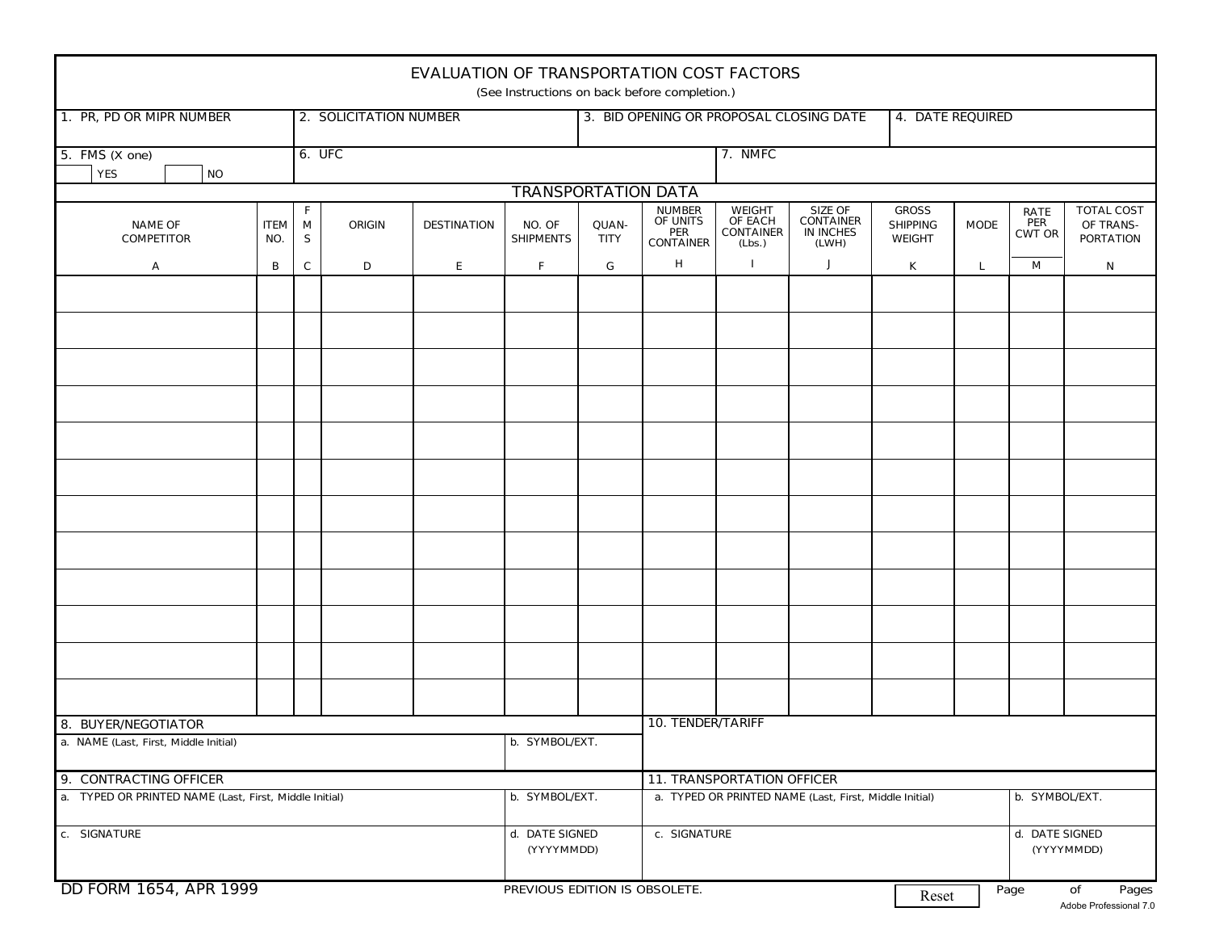# EVALUATION OF TRANSPORTATION COST FACTORS

(See Instructions on back before completion.)

| 1. PR, PD OR MIPR NUMBER | 2. SOLICITATION NUMBER | 3. BID OPENING OR PROPOSAL CLOSING DATE | 4. DATE REQUIRED |
|---|---|---|---|
| | | | |

| 5. FMS (X one) | 6. UFC | 7. NMFC |
|---|---|---|
| ☐ YES ☐ NO | | |

## TRANSPORTATION DATA

| NAME OF COMPETITOR | ITEM NO. | FMS | ORIGIN | DESTINATION | NO. OF SHIPMENTS | QUAN-TITY | NUMBER OF UNITS PER CONTAINER | WEIGHT OF EACH CONTAINER (Lbs.) | SIZE OF CONTAINER IN INCHES (LWH) | GROSS SHIPPING WEIGHT | MODE | RATE PER CWT OR | TOTAL COST OF TRANS-PORTATION |
|---|---|---|---|---|---|---|---|---|---|---|---|---|---|
| A | B | C | D | E | F | G | H | I | J | K | L | M | N |
| | | | | | | | | | | | | | |
| | | | | | | | | | | | | | |
| | | | | | | | | | | | | | |
| | | | | | | | | | | | | | |
| | | | | | | | | | | | | | |
| | | | | | | | | | | | | | |
| | | | | | | | | | | | | | |
| | | | | | | | | | | | | | |
| | | | | | | | | | | | | | |
| | | | | | | | | | | | | | |
| | | | | | | | | | | | | | |
| | | | | | | | | | | | | | |

| 8. BUYER/NEGOTIATOR | | 10. TENDER/TARIFF |
|---|---|---|
| a. NAME (Last, First, Middle Initial) | b. SYMBOL/EXT. | |

| 9. CONTRACTING OFFICER | | 11. TRANSPORTATION OFFICER | |
|---|---|---|---|
| a. TYPED OR PRINTED NAME (Last, First, Middle Initial) | b. SYMBOL/EXT. | a. TYPED OR PRINTED NAME (Last, First, Middle Initial) | b. SYMBOL/EXT. |
| c. SIGNATURE | d. DATE SIGNED (YYYYMMDD) | c. SIGNATURE | d. DATE SIGNED (YYYYMMDD) |

DD FORM 1654, APR 1999 PREVIOUS EDITION IS OBSOLETE.

Reset

Page of Pages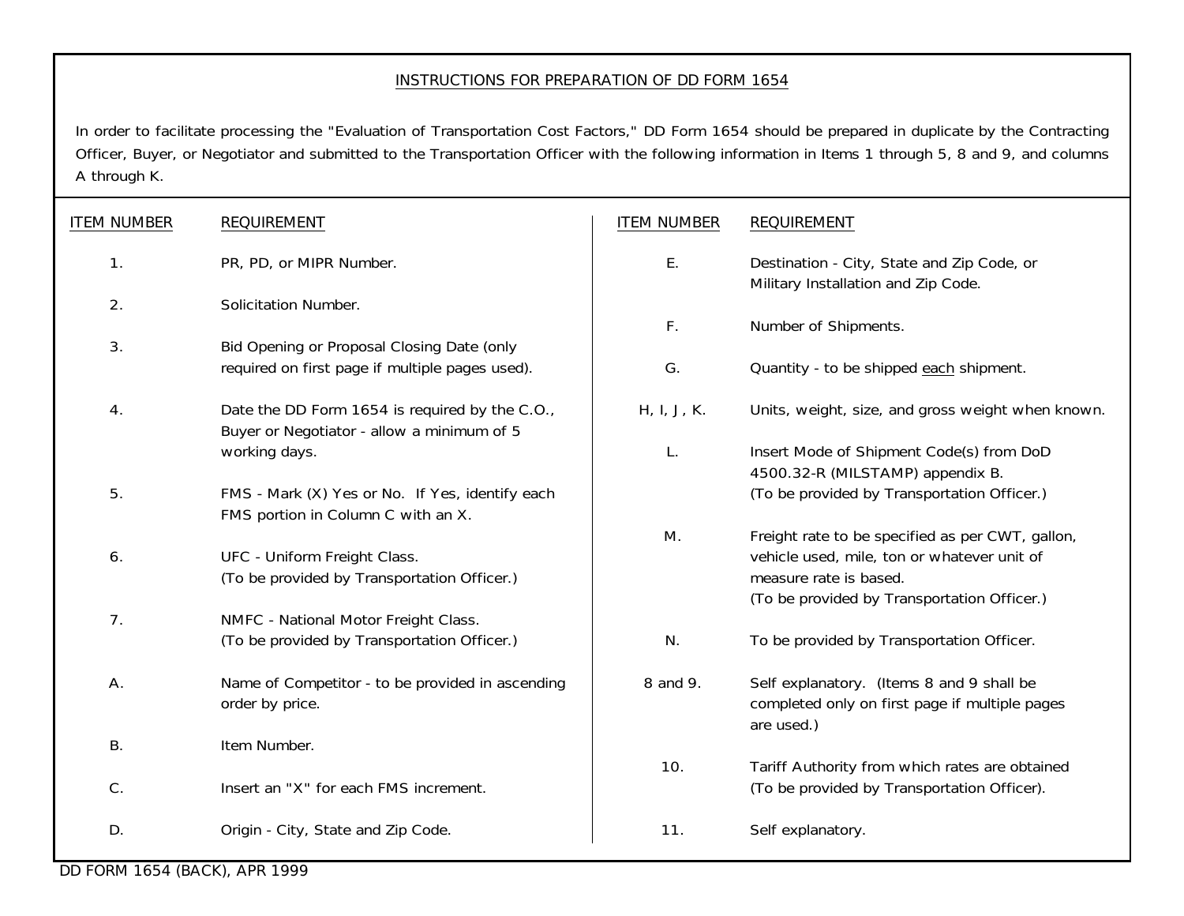## INSTRUCTIONS FOR PREPARATION OF DD FORM 1654

In order to facilitate processing the "Evaluation of Transportation Cost Factors," DD Form 1654 should be prepared in duplicate by the Contracting Officer, Buyer, or Negotiator and submitted to the Transportation Officer with the following information in Items 1 through 5, 8 and 9, and columns A through K.

| ITEM NUMBER | REQUIREMENT |
|---|---|
| 1. | PR, PD, or MIPR Number. |
| 2. | Solicitation Number. |
| 3. | Bid Opening or Proposal Closing Date (only required on first page if multiple pages used). |
| 4. | Date the DD Form 1654 is required by the C.O., Buyer or Negotiator - allow a minimum of 5 working days. |
| 5. | FMS - Mark (X) Yes or No. If Yes, identify each FMS portion in Column C with an X. |
| 6. | UFC - Uniform Freight Class. (To be provided by Transportation Officer.) |
| 7. | NMFC - National Motor Freight Class. (To be provided by Transportation Officer.) |
| A. | Name of Competitor - to be provided in ascending order by price. |
| B. | Item Number. |
| C. | Insert an "X" for each FMS increment. |
| D. | Origin - City, State and Zip Code. |
| E. | Destination - City, State and Zip Code, or Military Installation and Zip Code. |
| F. | Number of Shipments. |
| G. | Quantity - to be shipped each shipment. |
| H, I, J, K. | Units, weight, size, and gross weight when known. |
| L. | Insert Mode of Shipment Code(s) from DoD 4500.32-R (MILSTAMP) appendix B. (To be provided by Transportation Officer.) |
| M. | Freight rate to be specified as per CWT, gallon, vehicle used, mile, ton or whatever unit of measure rate is based. (To be provided by Transportation Officer.) |
| N. | To be provided by Transportation Officer. |
| 8 and 9. | Self explanatory. (Items 8 and 9 shall be completed only on first page if multiple pages are used.) |
| 10. | Tariff Authority from which rates are obtained (To be provided by Transportation Officer). |
| 11. | Self explanatory. |

DD FORM 1654 (BACK), APR 1999